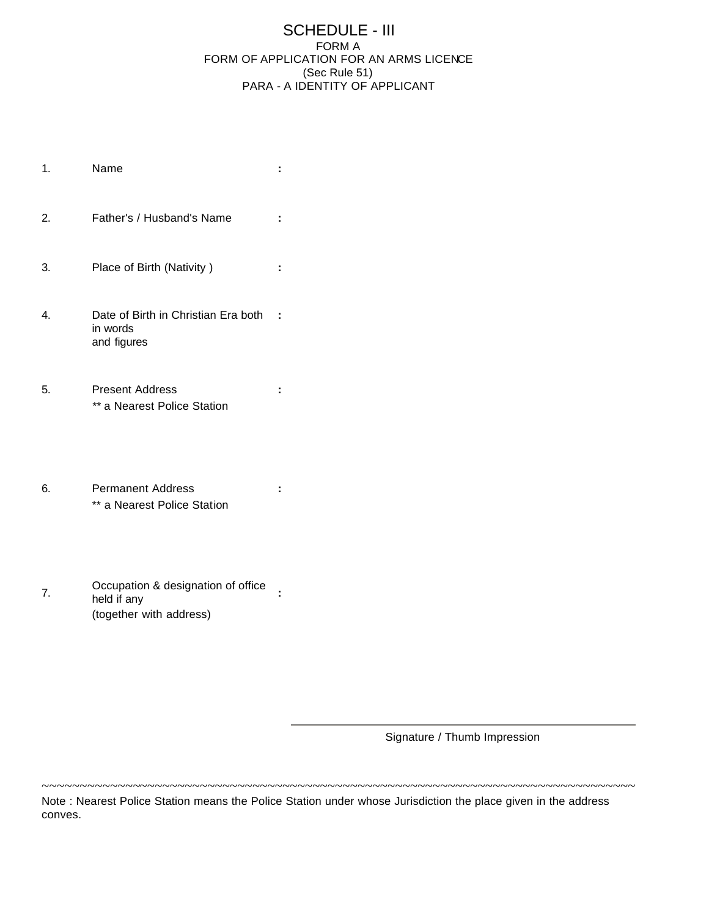# SCHEDULE - III

## FORM A

## FORM OF APPLICATION FOR AN ARMS LICENCE

(Sec Rule 51)

## PARA - A IDENTITY OF APPLICANT

| | | | |
|---|---|---|---|
| 1. | Name | : | |
| 2. | Father's / Husband's Name | : | |
| 3. | Place of Birth (Nativity ) | : | |
| 4. | Date of Birth in Christian Era both in words and figures | : | |
| 5. | Present Address<br>** a Nearest Police Station | : | |
| 6. | Permanent Address<br>** a Nearest Police Station | : | |
| 7. | Occupation & designation of office held if any (together with address) | : | |

Signature / Thumb Impression

~~~~~~~~~~~~~~~~~~~~~~~~~~~~~~~~~~~~~~~~~~~~~~~~~~~~~~~~~~~~~~~~~~~~~~~~~~~~~~~~~~~~~~~~~~~

Note : Nearest Police Station means the Police Station under whose Jurisdiction the place given in the address conves.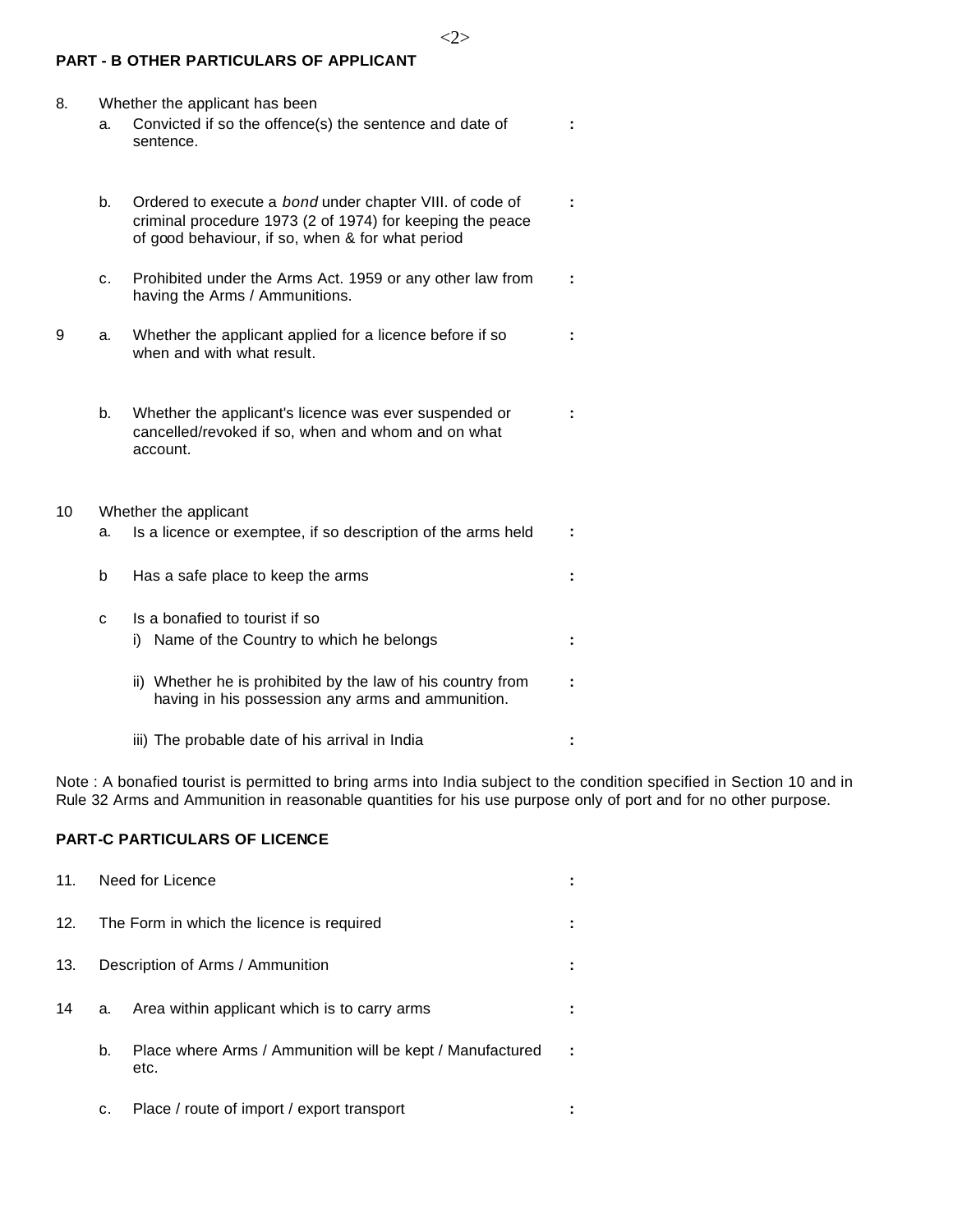**PART - B OTHER PARTICULARS OF APPLICANT**

| | | | |
|---|---|---|---|
| 8. | Whether the applicant has been | | |
| | a. | Convicted if so the offence(s) the sentence and date of sentence. | : |
| | b. | Ordered to execute a *bond* under chapter VIII. of code of criminal procedure 1973 (2 of 1974) for keeping the peace of good behaviour, if so, when & for what period | : |
| | c. | Prohibited under the Arms Act. 1959 or any other law from having the Arms / Ammunitions. | : |
| 9 | a. | Whether the applicant applied for a licence before if so when and with what result. | : |
| | b. | Whether the applicant's licence was ever suspended or cancelled/revoked if so, when and whom and on what account. | : |
| 10 | Whether the applicant | | |
| | a. | Is a licence or exemptee, if so description of the arms held | : |
| | b | Has a safe place to keep the arms | : |
| | c | Is a bonafied to tourist if so | |
| | | i) Name of the Country to which he belongs | : |
| | | ii) Whether he is prohibited by the law of his country from having in his possession any arms and ammunition. | : |
| | | iii) The probable date of his arrival in India | : |

Note : A bonafied tourist is permitted to bring arms into India subject to the condition specified in Section 10 and in Rule 32 Arms and Ammunition in reasonable quantities for his use purpose only of port and for no other purpose.

**PART-C PARTICULARS OF LICENCE**

| | | | |
|---|---|---|---|
| 11. | Need for Licence | | : |
| 12. | The Form in which the licence is required | | : |
| 13. | Description of Arms / Ammunition | | : |
| 14 | a. | Area within applicant which is to carry arms | : |
| | b. | Place where Arms / Ammunition will be kept / Manufactured etc. | : |
| | c. | Place / route of import / export transport | : |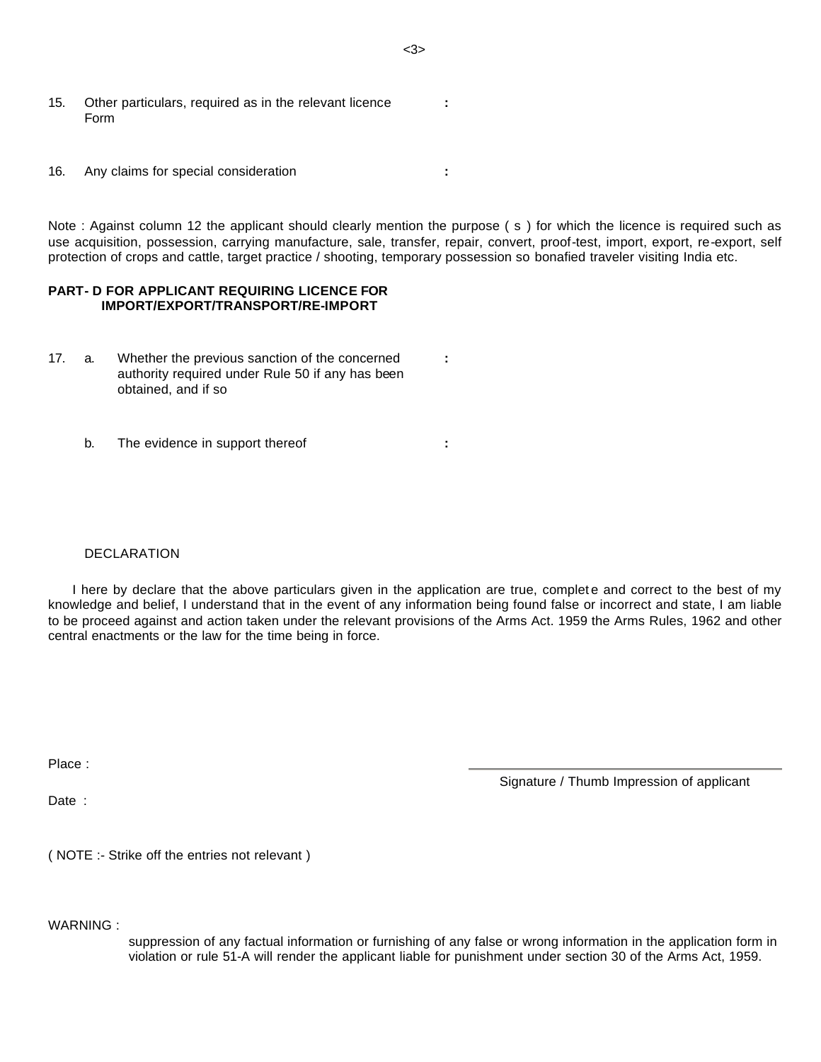15. Other particulars, required as in the relevant licence Form :

16. Any claims for special consideration :

Note : Against column 12 the applicant should clearly mention the purpose ( s ) for which the licence is required such as use acquisition, possession, carrying manufacture, sale, transfer, repair, convert, proof-test, import, export, re-export, self protection of crops and cattle, target practice / shooting, temporary possession so bonafied traveler visiting India etc.

**PART- D FOR APPLICANT REQUIRING LICENCE FOR IMPORT/EXPORT/TRANSPORT/RE-IMPORT**

17. a. Whether the previous sanction of the concerned authority required under Rule 50 if any has been obtained, and if so :

    b. The evidence in support thereof :

DECLARATION

I here by declare that the above particulars given in the application are true, complete and correct to the best of my knowledge and belief, I understand that in the event of any information being found false or incorrect and state, I am liable to be proceed against and action taken under the relevant provisions of the Arms Act. 1959 the Arms Rules, 1962 and other central enactments or the law for the time being in force.

Place :

Date :

Signature / Thumb Impression of applicant

( NOTE :- Strike off the entries not relevant )

WARNING :

suppression of any factual information or furnishing of any false or wrong information in the application form in violation or rule 51-A will render the applicant liable for punishment under section 30 of the Arms Act, 1959.